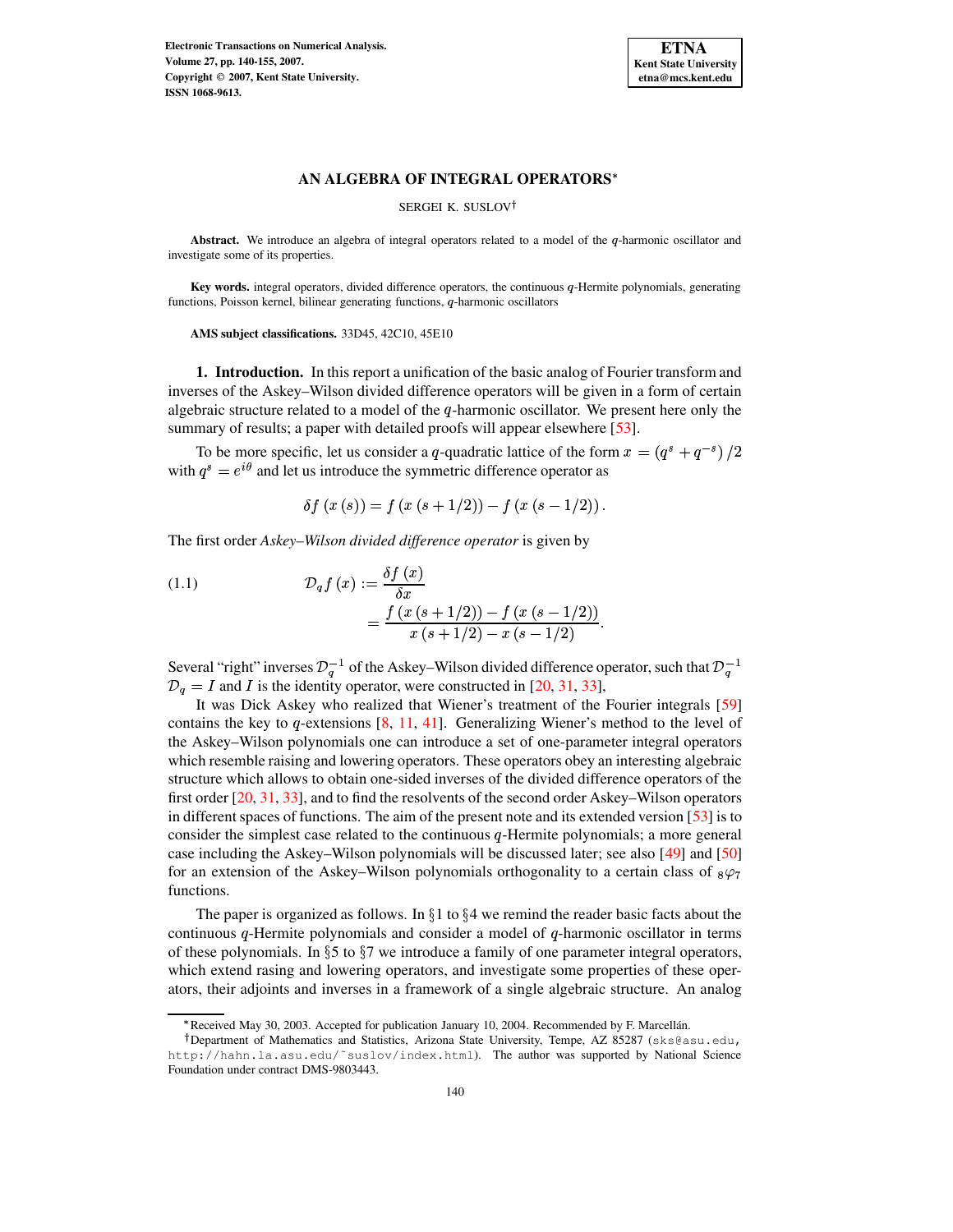# AN ALGEBRA OF INTEGRAL OPERATORS*

SERGEI K. SUSLOV†

**Abstract.** We introduce an algebra of integral operators related to a model of the $q$-harmonic oscillator and investigate some of its properties.

**Key words.** integral operators, divided difference operators, the continuous $q$-Hermite polynomials, generating functions, Poisson kernel, bilinear generating functions, $q$-harmonic oscillators

**AMS subject classifications.** 33D45, 42C10, 45E10

## 1. Introduction.

In this report a unification of the basic analog of Fourier transform and inverses of the Askey–Wilson divided difference operators will be given in a form of certain algebraic structure related to a model of the $q$-harmonic oscillator. We present here only the summary of results; a paper with detailed proofs will appear elsewhere [53].

To be more specific, let us consider a $q$-quadratic lattice of the form $x = \left(q^s + q^{-s}\right)/2$ with $q^s = e^{i\theta}$ and let us introduce the symmetric difference operator as

$$\delta f\left(x\left(s\right)\right) = f\left(x\left(s+1/2\right)\right) - f\left(x\left(s-1/2\right)\right).$$

The first order *Askey–Wilson divided difference operator* is given by

$$\mathcal{D}_q f\left(x\right) := \frac{\delta f\left(x\right)}{\delta x} = \frac{f\left(x\left(s+1/2\right)\right) - f\left(x\left(s-1/2\right)\right)}{x\left(s+1/2\right) - x\left(s-1/2\right)}. \tag{1.1}$$

Several "right" inverses $\mathcal{D}_q^{-1}$ of the Askey–Wilson divided difference operator, such that $\mathcal{D}_q^{-1}\,\mathcal{D}_q = I$ and $I$ is the identity operator, were constructed in [20, 31, 33],

It was Dick Askey who realized that Wiener's treatment of the Fourier integrals [59] contains the key to $q$-extensions [8, 11, 41]. Generalizing Wiener's method to the level of the Askey–Wilson polynomials one can introduce a set of one-parameter integral operators which resemble raising and lowering operators. These operators obey an interesting algebraic structure which allows to obtain one-sided inverses of the divided difference operators of the first order [20, 31, 33], and to find the resolvents of the second order Askey–Wilson operators in different spaces of functions. The aim of the present note and its extended version [53] is to consider the simplest case related to the continuous $q$-Hermite polynomials; a more general case including the Askey–Wilson polynomials will be discussed later; see also [49] and [50] for an extension of the Askey–Wilson polynomials orthogonality to a certain class of ${}_8\varphi_7$ functions.

The paper is organized as follows. In §1 to §4 we remind the reader basic facts about the continuous $q$-Hermite polynomials and consider a model of $q$-harmonic oscillator in terms of these polynomials. In §5 to §7 we introduce a family of one parameter integral operators, which extend rasing and lowering operators, and investigate some properties of these operators, their adjoints and inverses in a framework of a single algebraic structure. An analog

---

*Received May 30, 2003. Accepted for publication January 10, 2004. Recommended by F. Marcellán.

†Department of Mathematics and Statistics, Arizona State University, Tempe, AZ 85287 (sks@asu.edu, http://hahn.la.asu.edu/~suslov/index.html). The author was supported by National Science Foundation under contract DMS-9803443.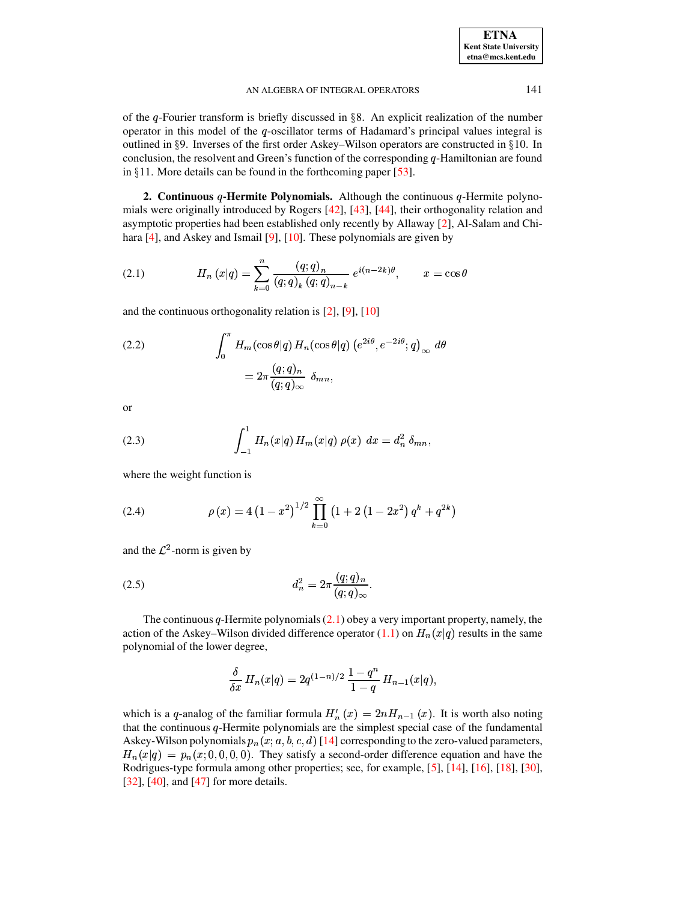of the $q$-Fourier transform is briefly discussed in §8. An explicit realization of the number operator in this model of the $q$-oscillator terms of Hadamard's principal values integral is outlined in §9. Inverses of the first order Askey–Wilson operators are constructed in §10. In conclusion, the resolvent and Green's function of the corresponding $q$-Hamiltonian are found in §11. More details can be found in the forthcoming paper [53].

## 2. Continuous $q$-Hermite Polynomials.

Although the continuous $q$-Hermite polynomials were originally introduced by Rogers [42], [43], [44], their orthogonality relation and asymptotic properties had been established only recently by Allaway [2], Al-Salam and Chihara [4], and Askey and Ismail [9], [10]. These polynomials are given by

$$H_n\left(x|q\right) = \sum_{k=0}^{n} \frac{\left(q;q\right)_n}{\left(q;q\right)_k \left(q;q\right)_{n-k}}\, e^{i(n-2k)\theta}, \qquad x = \cos\theta \tag{2.1}$$

and the continuous orthogonality relation is [2], [9], [10]

$$\begin{aligned}\int_0^\pi H_m(\cos\theta|q)\, H_n(\cos\theta|q)\, \left(e^{2i\theta}, e^{-2i\theta}; q\right)_\infty\, d\theta \\ = 2\pi \frac{(q;q)_n}{(q;q)_\infty}\ \delta_{mn},\end{aligned} \tag{2.2}$$

or

$$\int_{-1}^{1} H_n(x|q)\, H_m(x|q)\, \rho(x)\ dx = d_n^2\, \delta_{mn}, \tag{2.3}$$

where the weight function is

$$\rho\left(x\right) = 4\left(1 - x^2\right)^{1/2} \prod_{k=0}^{\infty} \left(1 + 2\left(1 - 2x^2\right) q^k + q^{2k}\right) \tag{2.4}$$

and the $\mathcal{L}^2$-norm is given by

$$d_n^2 = 2\pi \frac{(q;q)_n}{(q;q)_\infty}. \tag{2.5}$$

The continuous $q$-Hermite polynomials (2.1) obey a very important property, namely, the action of the Askey–Wilson divided difference operator (1.1) on $H_n(x|q)$ results in the same polynomial of the lower degree,

$$\frac{\delta}{\delta x}\, H_n(x|q) = 2q^{(1-n)/2}\, \frac{1-q^n}{1-q}\, H_{n-1}(x|q),$$

which is a $q$-analog of the familiar formula $H_n'\left(x\right) = 2nH_{n-1}\left(x\right)$. It is worth also noting that the continuous $q$-Hermite polynomials are the simplest special case of the fundamental Askey-Wilson polynomials $p_n(x;a,b,c,d)$ [14] corresponding to the zero-valued parameters, $H_n(x|q) = p_n(x;0,0,0,0)$. They satisfy a second-order difference equation and have the Rodrigues-type formula among other properties; see, for example, [5], [14], [16], [18], [30], [32], [40], and [47] for more details.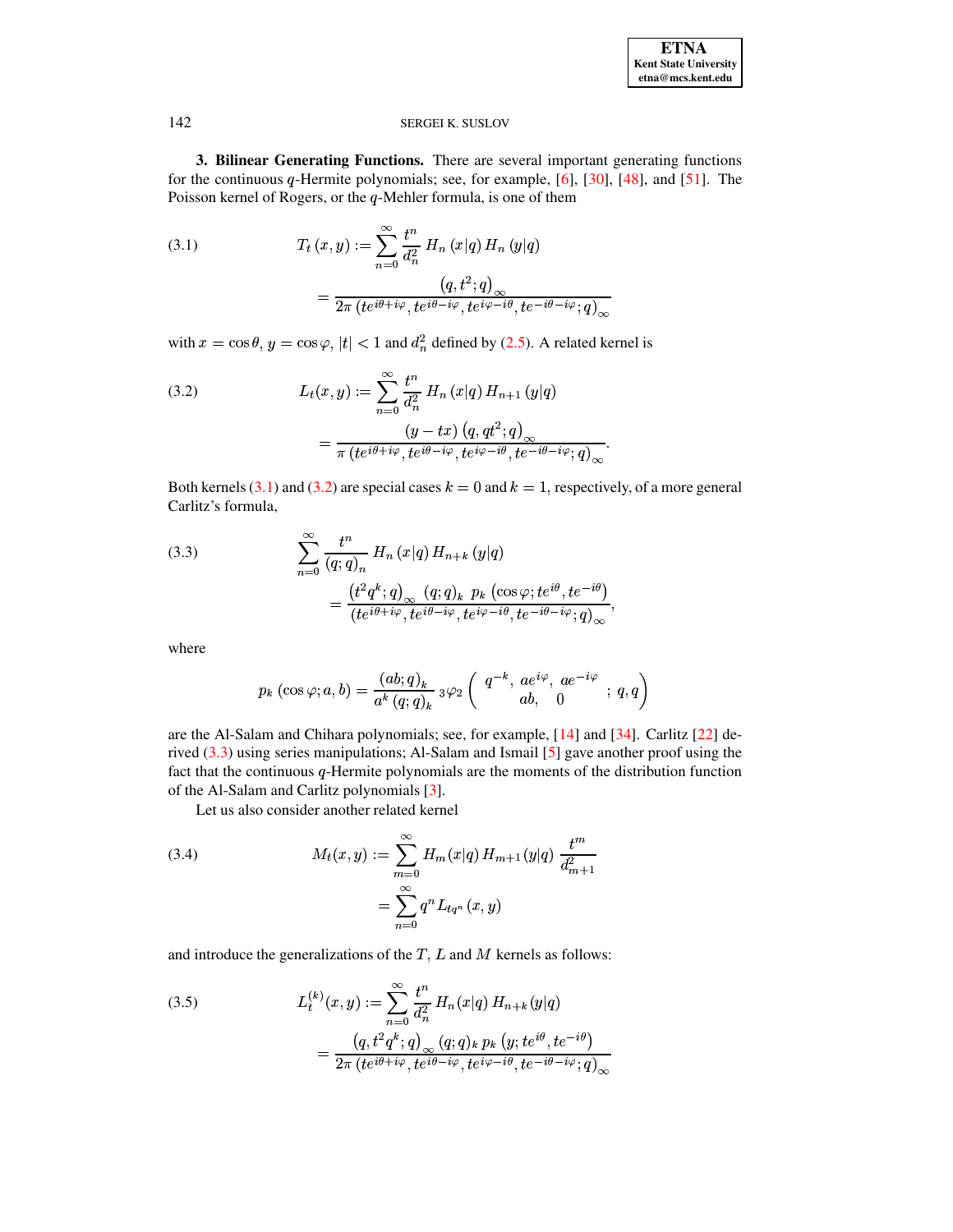**3. Bilinear Generating Functions.** There are several important generating functions for the continuous $q$-Hermite polynomials; see, for example, [6], [30], [48], and [51]. The Poisson kernel of Rogers, or the $q$-Mehler formula, is one of them

$$
\begin{aligned}
T_t(x,y) &:= \sum_{n=0}^{\infty} \frac{t^n}{d_n^2}\, H_n(x|q)\, H_n(y|q) \\
&= \frac{\left(q, t^2; q\right)_\infty}{2\pi\left(te^{i\theta+i\varphi}, te^{i\theta-i\varphi}, te^{i\varphi-i\theta}, te^{-i\theta-i\varphi}; q\right)_\infty}
\end{aligned} \tag{3.1}
$$

with $x = \cos\theta$, $y = \cos\varphi$, $|t| < 1$ and $d_n^2$ defined by (2.5). A related kernel is

$$
\begin{aligned}
L_t(x,y) &:= \sum_{n=0}^{\infty} \frac{t^n}{d_n^2}\, H_n(x|q)\, H_{n+1}(y|q) \\
&= \frac{(y - tx)\left(q, qt^2; q\right)_\infty}{\pi\left(te^{i\theta+i\varphi}, te^{i\theta-i\varphi}, te^{i\varphi-i\theta}, te^{-i\theta-i\varphi}; q\right)_\infty}.
\end{aligned} \tag{3.2}
$$

Both kernels (3.1) and (3.2) are special cases $k = 0$ and $k = 1$, respectively, of a more general Carlitz's formula,

$$
\begin{aligned}
&\sum_{n=0}^{\infty} \frac{t^n}{(q;q)_n}\, H_n(x|q)\, H_{n+k}(y|q) \\
&\qquad = \frac{\left(t^2 q^k; q\right)_\infty\, (q;q)_k\ p_k\left(\cos\varphi; te^{i\theta}, te^{-i\theta}\right)}{\left(te^{i\theta+i\varphi}, te^{i\theta-i\varphi}, te^{i\varphi-i\theta}, te^{-i\theta-i\varphi}; q\right)_\infty},
\end{aligned} \tag{3.3}
$$

where

$$
p_k(\cos\varphi; a, b) = \frac{(ab;q)_k}{a^k\,(q;q)_k}\ {}_3\varphi_2\left( \begin{matrix} q^{-k},\ ae^{i\varphi},\ ae^{-i\varphi} \\ ab,\quad 0 \end{matrix}\ ;\ q, q \right)
$$

are the Al-Salam and Chihara polynomials; see, for example, [14] and [34]. Carlitz [22] derived (3.3) using series manipulations; Al-Salam and Ismail [5] gave another proof using the fact that the continuous $q$-Hermite polynomials are the moments of the distribution function of the Al-Salam and Carlitz polynomials [3].

Let us also consider another related kernel

$$
\begin{aligned}
M_t(x,y) &:= \sum_{m=0}^{\infty} H_m(x|q)\, H_{m+1}(y|q)\, \frac{t^m}{d_{m+1}^2} \\
&= \sum_{n=0}^{\infty} q^n\, L_{tq^n}(x,y)
\end{aligned} \tag{3.4}
$$

and introduce the generalizations of the $T$, $L$ and $M$ kernels as follows:

$$
\begin{aligned}
L_t^{(k)}(x,y) &:= \sum_{n=0}^{\infty} \frac{t^n}{d_n^2}\, H_n(x|q)\, H_{n+k}(y|q) \\
&= \frac{\left(q, t^2 q^k; q\right)_\infty (q;q)_k\, p_k\left(y; te^{i\theta}, te^{-i\theta}\right)}{2\pi\left(te^{i\theta+i\varphi}, te^{i\theta-i\varphi}, te^{i\varphi-i\theta}, te^{-i\theta-i\varphi}; q\right)_\infty}
\end{aligned} \tag{3.5}
$$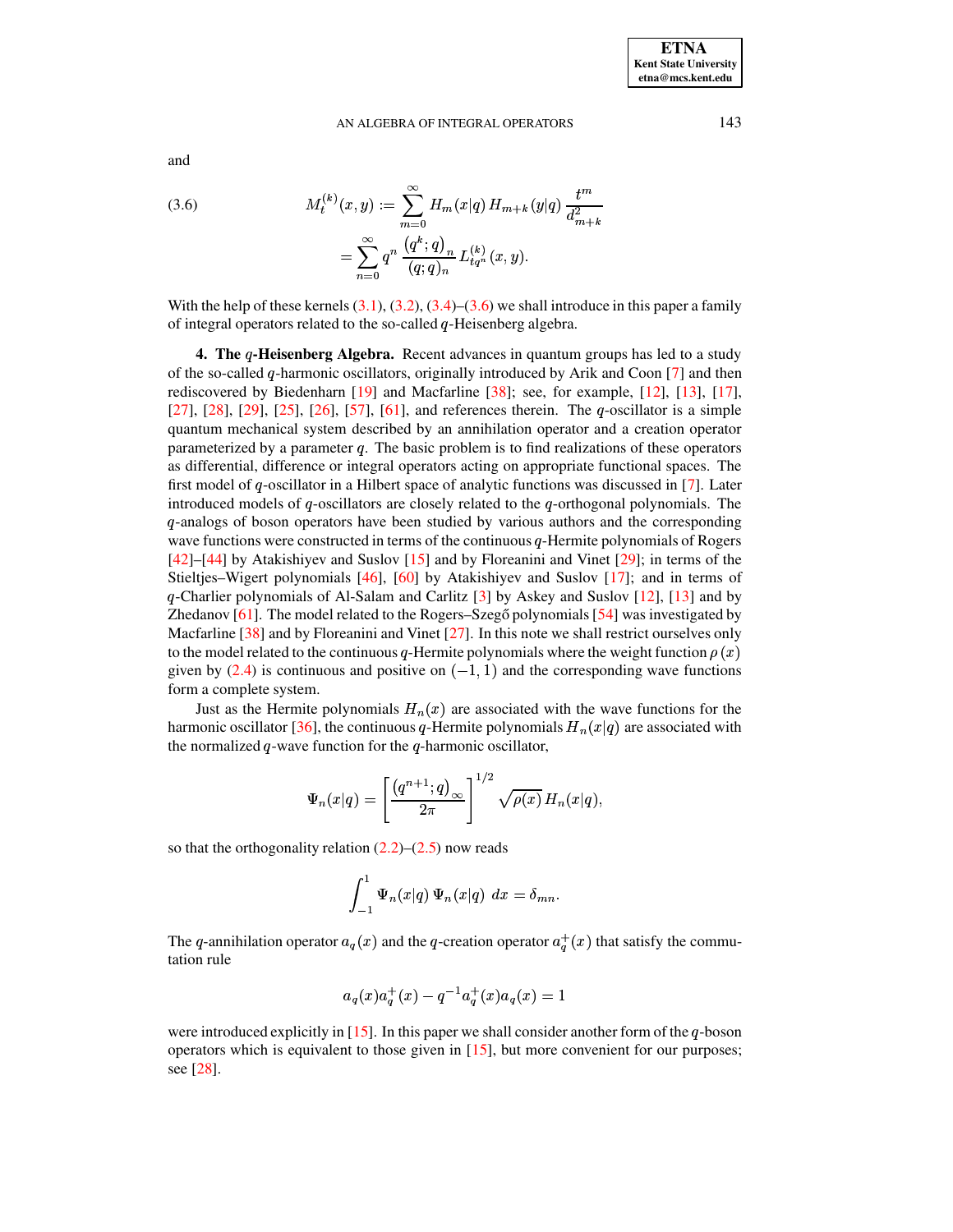and

$$M_t^{(k)}(x,y) := \sum_{m=0}^{\infty} H_m(x|q)\, H_{m+k}(y|q)\, \frac{t^m}{d_{m+k}^2} \tag{3.6}$$

$$= \sum_{n=0}^{\infty} q^n\, \frac{(q^k;q)_n}{(q;q)_n}\, L_{tq^n}^{(k)}(x,y).$$

With the help of these kernels (3.1), (3.2), (3.4)–(3.6) we shall introduce in this paper a family of integral operators related to the so-called $q$-Heisenberg algebra.

**4. The $q$-Heisenberg Algebra.** Recent advances in quantum groups has led to a study of the so-called $q$-harmonic oscillators, originally introduced by Arik and Coon [7] and then rediscovered by Biedenharn [19] and Macfarline [38]; see, for example, [12], [13], [17], [27], [28], [29], [25], [26], [57], [61], and references therein. The $q$-oscillator is a simple quantum mechanical system described by an annihilation operator and a creation operator parameterized by a parameter $q$. The basic problem is to find realizations of these operators as differential, difference or integral operators acting on appropriate functional spaces. The first model of $q$-oscillator in a Hilbert space of analytic functions was discussed in [7]. Later introduced models of $q$-oscillators are closely related to the $q$-orthogonal polynomials. The $q$-analogs of boson operators have been studied by various authors and the corresponding wave functions were constructed in terms of the continuous $q$-Hermite polynomials of Rogers [42]–[44] by Atakishiyev and Suslov [15] and by Floreanini and Vinet [29]; in terms of the Stieltjes–Wigert polynomials [46], [60] by Atakishiyev and Suslov [17]; and in terms of $q$-Charlier polynomials of Al-Salam and Carlitz [3] by Askey and Suslov [12], [13] and by Zhedanov [61]. The model related to the Rogers–Szegő polynomials [54] was investigated by Macfarline [38] and by Floreanini and Vinet [27]. In this note we shall restrict ourselves only to the model related to the continuous $q$-Hermite polynomials where the weight function $\rho(x)$ given by (2.4) is continuous and positive on $(-1,1)$ and the corresponding wave functions form a complete system.

Just as the Hermite polynomials $H_n(x)$ are associated with the wave functions for the harmonic oscillator [36], the continuous $q$-Hermite polynomials $H_n(x|q)$ are associated with the normalized $q$-wave function for the $q$-harmonic oscillator,

$$\Psi_n(x|q) = \left[\frac{(q^{n+1};q)_\infty}{2\pi}\right]^{1/2} \sqrt{\rho(x)}\, H_n(x|q),$$

so that the orthogonality relation (2.2)–(2.5) now reads

$$\int_{-1}^{1} \Psi_n(x|q)\, \Psi_n(x|q)\ dx = \delta_{mn}.$$

The $q$-annihilation operator $a_q(x)$ and the $q$-creation operator $a_q^+(x)$ that satisfy the commutation rule

$$a_q(x)a_q^+(x) - q^{-1}a_q^+(x)a_q(x) = 1$$

were introduced explicitly in [15]. In this paper we shall consider another form of the $q$-boson operators which is equivalent to those given in [15], but more convenient for our purposes; see [28].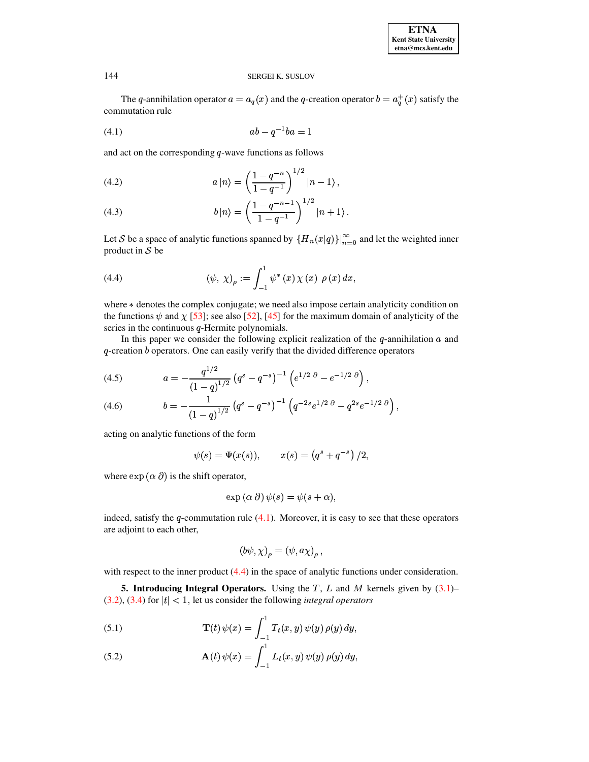The $q$-annihilation operator $a = a_q(x)$ and the $q$-creation operator $b = a_q^+(x)$ satisfy the commutation rule

$$ab - q^{-1} ba = 1 \tag{4.1}$$

and act on the corresponding $q$-wave functions as follows

$$a\,|n\rangle = \left(\frac{1-q^{-n}}{1-q^{-1}}\right)^{1/2} |n-1\rangle\,, \tag{4.2}$$

$$b\,|n\rangle = \left(\frac{1-q^{-n-1}}{1-q^{-1}}\right)^{1/2} |n+1\rangle\,. \tag{4.3}$$

Let $\mathcal{S}$ be a space of analytic functions spanned by $\{H_n(x|q)\}|_{n=0}^{\infty}$ and let the weighted inner product in $\mathcal{S}$ be

$$(\psi,\ \chi)_\rho := \int_{-1}^{1} \psi^*(x)\,\chi(x)\ \rho(x)\,dx, \tag{4.4}$$

where $*$ denotes the complex conjugate; we need also impose certain analyticity condition on the functions $\psi$ and $\chi$ [53]; see also [52], [45] for the maximum domain of analyticity of the series in the continuous $q$-Hermite polynomials.

In this paper we consider the following explicit realization of the $q$-annihilation $a$ and $q$-creation $b$ operators. One can easily verify that the divided difference operators

$$a = -\frac{q^{1/2}}{(1-q)^{1/2}}\left(q^s - q^{-s}\right)^{-1}\left(e^{1/2\ \partial} - e^{-1/2\ \partial}\right), \tag{4.5}$$

$$b = -\frac{1}{(1-q)^{1/2}}\left(q^s - q^{-s}\right)^{-1}\left(q^{-2s} e^{1/2\ \partial} - q^{2s} e^{-1/2\ \partial}\right), \tag{4.6}$$

acting on analytic functions of the form

$$\psi(s) = \Psi(x(s)), \qquad x(s) = \left(q^s + q^{-s}\right)/2,$$

where $\exp(\alpha\,\partial)$ is the shift operator,

$$\exp(\alpha\,\partial)\,\psi(s) = \psi(s+\alpha),$$

indeed, satisfy the $q$-commutation rule (4.1). Moreover, it is easy to see that these operators are adjoint to each other,

$$(b\psi, \chi)_\rho = (\psi, a\chi)_\rho\,,$$

with respect to the inner product (4.4) in the space of analytic functions under consideration.

**5. Introducing Integral Operators.** Using the $T$, $L$ and $M$ kernels given by (3.1)–(3.2), (3.4) for $|t| < 1$, let us consider the following *integral operators*

$$\mathbf{T}(t)\,\psi(x) = \int_{-1}^{1} T_t(x,y)\,\psi(y)\,\rho(y)\,dy, \tag{5.1}$$

$$\mathbf{A}(t)\,\psi(x) = \int_{-1}^{1} L_t(x,y)\,\psi(y)\,\rho(y)\,dy, \tag{5.2}$$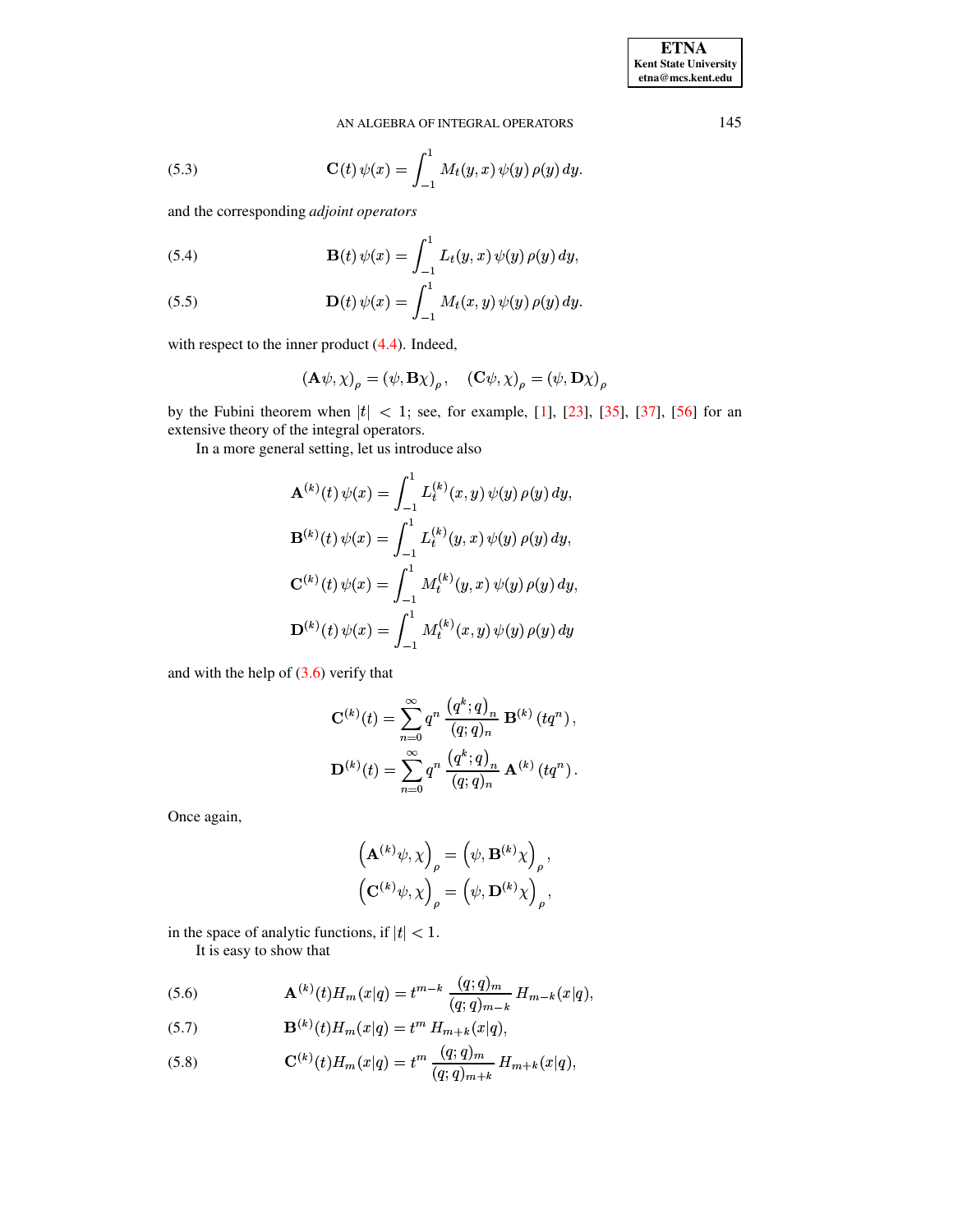$$\mathbf{C}(t)\,\psi(x)=\int_{-1}^{1}M_t(y,x)\,\psi(y)\,\rho(y)\,dy. \tag{5.3}$$

and the corresponding *adjoint operators*

$$\mathbf{B}(t)\,\psi(x)=\int_{-1}^{1}L_t(y,x)\,\psi(y)\,\rho(y)\,dy, \tag{5.4}$$

$$\mathbf{D}(t)\,\psi(x)=\int_{-1}^{1}M_t(x,y)\,\psi(y)\,\rho(y)\,dy. \tag{5.5}$$

with respect to the inner product (4.4). Indeed,

$$\left(\mathbf{A}\psi,\chi\right)_\rho=\left(\psi,\mathbf{B}\chi\right)_\rho, \quad \left(\mathbf{C}\psi,\chi\right)_\rho=\left(\psi,\mathbf{D}\chi\right)_\rho$$

by the Fubini theorem when $|t|<1$; see, for example, [1], [23], [35], [37], [56] for an extensive theory of the integral operators.

In a more general setting, let us introduce also

$$\mathbf{A}^{(k)}(t)\,\psi(x)=\int_{-1}^{1}L_t^{(k)}(x,y)\,\psi(y)\,\rho(y)\,dy,$$

$$\mathbf{B}^{(k)}(t)\,\psi(x)=\int_{-1}^{1}L_t^{(k)}(y,x)\,\psi(y)\,\rho(y)\,dy,$$

$$\mathbf{C}^{(k)}(t)\,\psi(x)=\int_{-1}^{1}M_t^{(k)}(y,x)\,\psi(y)\,\rho(y)\,dy,$$

$$\mathbf{D}^{(k)}(t)\,\psi(x)=\int_{-1}^{1}M_t^{(k)}(x,y)\,\psi(y)\,\rho(y)\,dy$$

and with the help of (3.6) verify that

$$\mathbf{C}^{(k)}(t)=\sum_{n=0}^{\infty}q^n\,\frac{\left(q^k;q\right)_n}{(q;q)_n}\,\mathbf{B}^{(k)}\left(tq^n\right),$$

$$\mathbf{D}^{(k)}(t)=\sum_{n=0}^{\infty}q^n\,\frac{\left(q^k;q\right)_n}{(q;q)_n}\,\mathbf{A}^{(k)}\left(tq^n\right).$$

Once again,

$$\left(\mathbf{A}^{(k)}\psi,\chi\right)_\rho=\left(\psi,\mathbf{B}^{(k)}\chi\right)_\rho,$$

$$\left(\mathbf{C}^{(k)}\psi,\chi\right)_\rho=\left(\psi,\mathbf{D}^{(k)}\chi\right)_\rho,$$

in the space of analytic functions, if $|t|<1$.

It is easy to show that

$$\mathbf{A}^{(k)}(t)H_m(x|q)=t^{m-k}\,\frac{(q;q)_m}{(q;q)_{m-k}}\,H_{m-k}(x|q), \tag{5.6}$$

$$\mathbf{B}^{(k)}(t)H_m(x|q)=t^m\,H_{m+k}(x|q), \tag{5.7}$$

$$\mathbf{C}^{(k)}(t)H_m(x|q)=t^m\,\frac{(q;q)_m}{(q;q)_{m+k}}\,H_{m+k}(x|q), \tag{5.8}$$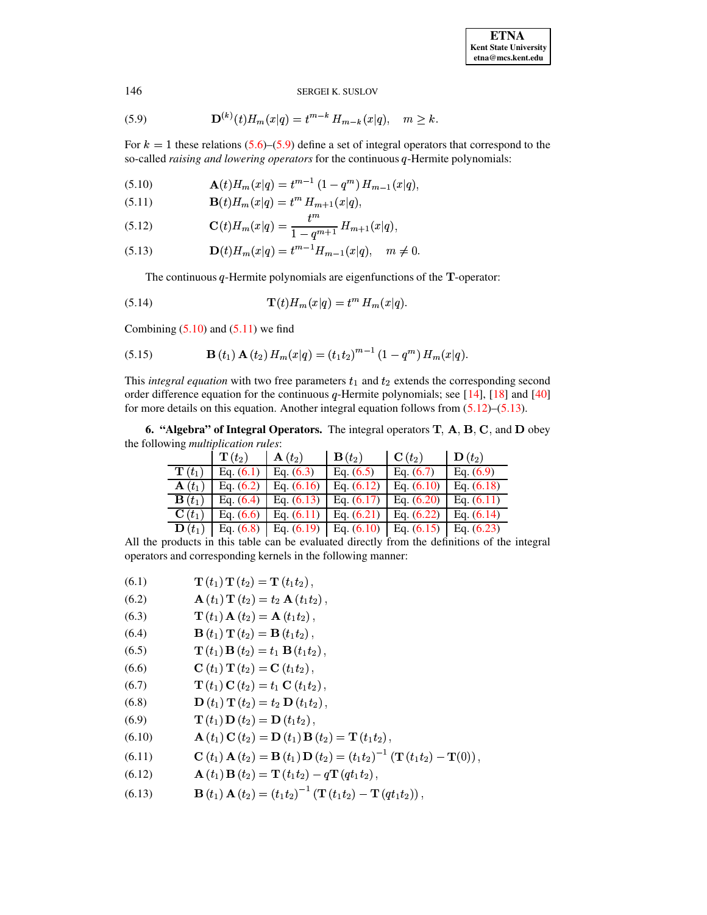$$\mathbf{D}^{(k)}(t)H_m(x|q) = t^{m-k}\, H_{m-k}(x|q), \quad m \geq k. \tag{5.9}$$

For $k = 1$ these relations (5.6)–(5.9) define a set of integral operators that correspond to the so-called *raising and lowering operators* for the continuous $q$-Hermite polynomials:

$$\mathbf{A}(t)H_m(x|q) = t^{m-1}\,(1-q^m)\, H_{m-1}(x|q), \tag{5.10}$$

$$\mathbf{B}(t)H_m(x|q) = t^m\, H_{m+1}(x|q), \tag{5.11}$$

$$\mathbf{C}(t)H_m(x|q) = \frac{t^m}{1-q^{m+1}}\, H_{m+1}(x|q), \tag{5.12}$$

$$\mathbf{D}(t)H_m(x|q) = t^{m-1}H_{m-1}(x|q), \quad m \neq 0. \tag{5.13}$$

The continuous $q$-Hermite polynomials are eigenfunctions of the $\mathbf{T}$-operator:

$$\mathbf{T}(t)H_m(x|q) = t^m\, H_m(x|q). \tag{5.14}$$

Combining (5.10) and (5.11) we find

$$\mathbf{B}\,(t_1)\,\mathbf{A}\,(t_2)\, H_m(x|q) = (t_1 t_2)^{m-1}\,(1-q^m)\, H_m(x|q). \tag{5.15}$$

This *integral equation* with two free parameters $t_1$ and $t_2$ extends the corresponding second order difference equation for the continuous $q$-Hermite polynomials; see [14], [18] and [40] for more details on this equation. Another integral equation follows from (5.12)–(5.13).

**6. "Algebra" of Integral Operators.** The integral operators $\mathbf{T}$, $\mathbf{A}$, $\mathbf{B}$, $\mathbf{C}$, and $\mathbf{D}$ obey the following *multiplication rules*:

| | $\mathbf{T}\,(t_2)$ | $\mathbf{A}\,(t_2)$ | $\mathbf{B}\,(t_2)$ | $\mathbf{C}\,(t_2)$ | $\mathbf{D}\,(t_2)$ |
|---|---|---|---|---|---|
| $\mathbf{T}\,(t_1)$ | Eq. (6.1) | Eq. (6.3) | Eq. (6.5) | Eq. (6.7) | Eq. (6.9) |
| $\mathbf{A}\,(t_1)$ | Eq. (6.2) | Eq. (6.16) | Eq. (6.12) | Eq. (6.10) | Eq. (6.18) |
| $\mathbf{B}\,(t_1)$ | Eq. (6.4) | Eq. (6.13) | Eq. (6.17) | Eq. (6.20) | Eq. (6.11) |
| $\mathbf{C}\,(t_1)$ | Eq. (6.6) | Eq. (6.11) | Eq. (6.21) | Eq. (6.22) | Eq. (6.14) |
| $\mathbf{D}\,(t_1)$ | Eq. (6.8) | Eq. (6.19) | Eq. (6.10) | Eq. (6.15) | Eq. (6.23) |

All the products in this table can be evaluated directly from the definitions of the integral operators and corresponding kernels in the following manner:

$$\mathbf{T}\,(t_1)\,\mathbf{T}\,(t_2) = \mathbf{T}\,(t_1 t_2)\,, \tag{6.1}$$

$$\mathbf{A}\,(t_1)\,\mathbf{T}\,(t_2) = t_2\;\mathbf{A}\,(t_1 t_2)\,, \tag{6.2}$$

$$\mathbf{T}\,(t_1)\,\mathbf{A}\,(t_2) = \mathbf{A}\,(t_1 t_2)\,, \tag{6.3}$$

$$\mathbf{B}\,(t_1)\,\mathbf{T}\,(t_2) = \mathbf{B}\,(t_1 t_2)\,, \tag{6.4}$$

$$\mathbf{T}\,(t_1)\,\mathbf{B}\,(t_2) = t_1\;\mathbf{B}\,(t_1 t_2)\,, \tag{6.5}$$

$$\mathbf{C}\,(t_1)\,\mathbf{T}\,(t_2) = \mathbf{C}\,(t_1 t_2)\,, \tag{6.6}$$

$$\mathbf{T}\,(t_1)\,\mathbf{C}\,(t_2) = t_1\;\mathbf{C}\,(t_1 t_2)\,, \tag{6.7}$$

$$\mathbf{D}\,(t_1)\,\mathbf{T}\,(t_2) = t_2\;\mathbf{D}\,(t_1 t_2)\,, \tag{6.8}$$

$$\mathbf{T}\,(t_1)\,\mathbf{D}\,(t_2) = \mathbf{D}\,(t_1 t_2)\,, \tag{6.9}$$

$$\mathbf{A}\,(t_1)\,\mathbf{C}\,(t_2) = \mathbf{D}\,(t_1)\,\mathbf{B}\,(t_2) = \mathbf{T}\,(t_1 t_2)\,, \tag{6.10}$$

$$\mathbf{C}\,(t_1)\,\mathbf{A}\,(t_2) = \mathbf{B}\,(t_1)\,\mathbf{D}\,(t_2) = (t_1 t_2)^{-1}\,(\mathbf{T}\,(t_1 t_2) - \mathbf{T}(0))\,, \tag{6.11}$$

$$\mathbf{A}\,(t_1)\,\mathbf{B}\,(t_2) = \mathbf{T}\,(t_1 t_2) - q\mathbf{T}\,(q t_1 t_2)\,, \tag{6.12}$$

$$\mathbf{B}\,(t_1)\,\mathbf{A}\,(t_2) = (t_1 t_2)^{-1}\,(\mathbf{T}\,(t_1 t_2) - \mathbf{T}\,(q t_1 t_2))\,, \tag{6.13}$$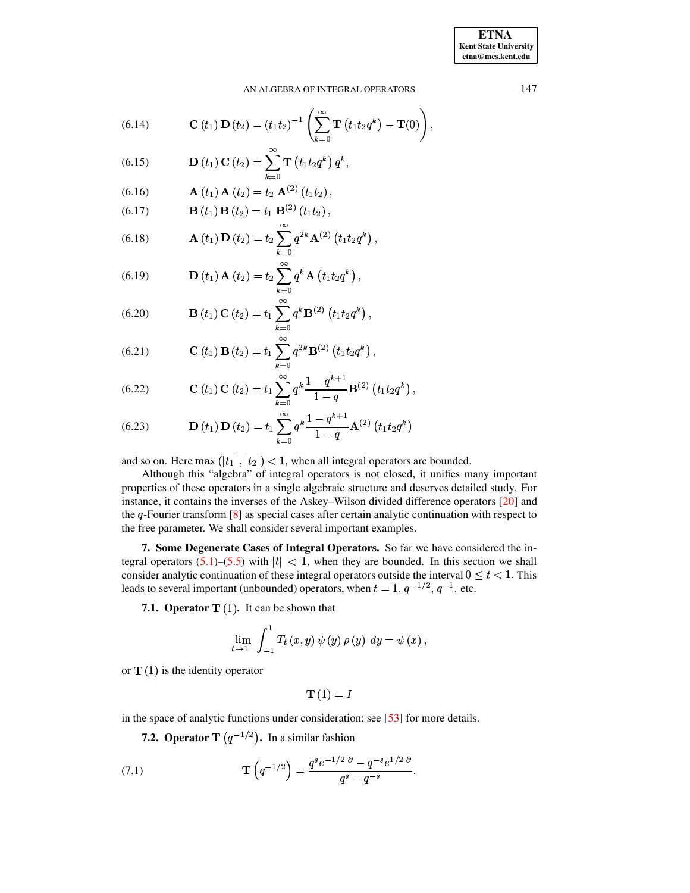$$\mathbf{C}(t_1)\,\mathbf{D}(t_2) = (t_1 t_2)^{-1}\left(\sum_{k=0}^{\infty}\mathbf{T}\left(t_1 t_2 q^k\right) - \mathbf{T}(0)\right), \tag{6.14}$$

$$\mathbf{D}(t_1)\,\mathbf{C}(t_2) = \sum_{k=0}^{\infty}\mathbf{T}\left(t_1 t_2 q^k\right) q^k, \tag{6.15}$$

$$\mathbf{A}(t_1)\,\mathbf{A}(t_2) = t_2\;\mathbf{A}^{(2)}(t_1 t_2), \tag{6.16}$$

$$\mathbf{B}(t_1)\,\mathbf{B}(t_2) = t_1\;\mathbf{B}^{(2)}(t_1 t_2), \tag{6.17}$$

$$\mathbf{A}(t_1)\,\mathbf{D}(t_2) = t_2\sum_{k=0}^{\infty} q^{2k}\mathbf{A}^{(2)}\left(t_1 t_2 q^k\right), \tag{6.18}$$

$$\mathbf{D}(t_1)\,\mathbf{A}(t_2) = t_2\sum_{k=0}^{\infty} q^{k}\,\mathbf{A}\left(t_1 t_2 q^k\right), \tag{6.19}$$

$$\mathbf{B}(t_1)\,\mathbf{C}(t_2) = t_1\sum_{k=0}^{\infty} q^{k}\mathbf{B}^{(2)}\left(t_1 t_2 q^k\right), \tag{6.20}$$

$$\mathbf{C}(t_1)\,\mathbf{B}(t_2) = t_1\sum_{k=0}^{\infty} q^{2k}\mathbf{B}^{(2)}\left(t_1 t_2 q^k\right), \tag{6.21}$$

$$\mathbf{C}(t_1)\,\mathbf{C}(t_2) = t_1\sum_{k=0}^{\infty} q^{k}\,\frac{1-q^{k+1}}{1-q}\mathbf{B}^{(2)}\left(t_1 t_2 q^k\right), \tag{6.22}$$

$$\mathbf{D}(t_1)\,\mathbf{D}(t_2) = t_1\sum_{k=0}^{\infty} q^{k}\,\frac{1-q^{k+1}}{1-q}\mathbf{A}^{(2)}\left(t_1 t_2 q^k\right) \tag{6.23}$$

and so on. Here $\max\left(|t_1|,|t_2|\right) < 1$, when all integral operators are bounded.

Although this "algebra" of integral operators is not closed, it unifies many important properties of these operators in a single algebraic structure and deserves detailed study. For instance, it contains the inverses of the Askey–Wilson divided difference operators [20] and the $q$-Fourier transform [8] as special cases after certain analytic continuation with respect to the free parameter. We shall consider several important examples.

**7. Some Degenerate Cases of Integral Operators.** So far we have considered the integral operators (5.1)–(5.5) with $|t| < 1$, when they are bounded. In this section we shall consider analytic continuation of these integral operators outside the interval $0 \le t < 1$. This leads to several important (unbounded) operators, when $t = 1,\, q^{-1/2},\, q^{-1}$, etc.

**7.1. Operator $\mathbf{T}(1)$.** It can be shown that

$$\lim_{t\to 1^-}\int_{-1}^{1} T_t(x,y)\,\psi(y)\,\rho(y)\;dy = \psi(x),$$

or $\mathbf{T}(1)$ is the identity operator

$$\mathbf{T}(1) = I$$

in the space of analytic functions under consideration; see [53] for more details.

**7.2. Operator $\mathbf{T}\left(q^{-1/2}\right)$.** In a similar fashion

$$\mathbf{T}\left(q^{-1/2}\right) = \frac{q^{s}e^{-1/2\,\partial} - q^{-s}e^{1/2\,\partial}}{q^{s}-q^{-s}}. \tag{7.1}$$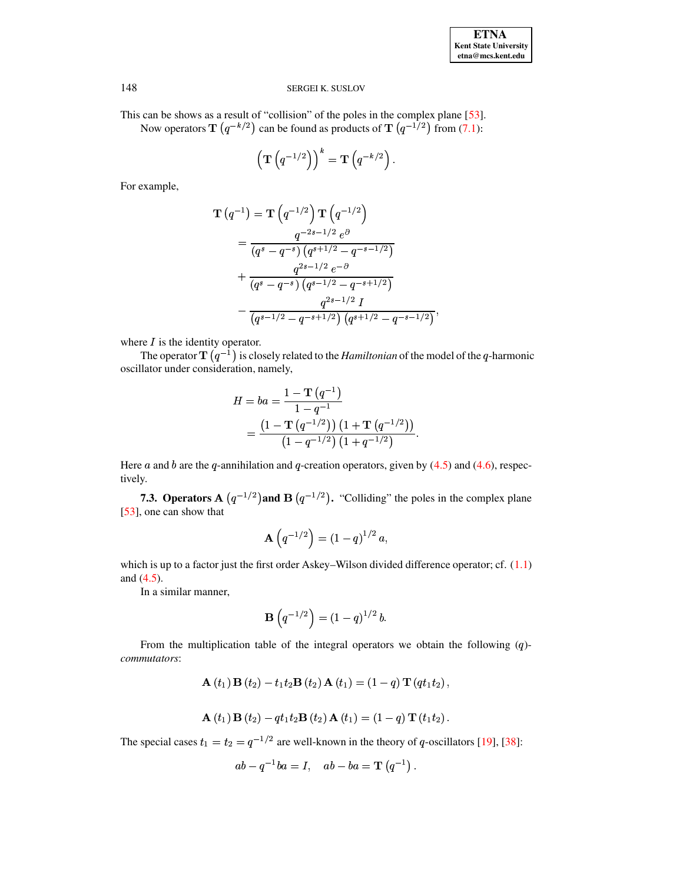This can be shows as a result of "collision" of the poles in the complex plane [53].

Now operators $\mathbf{T}\left(q^{-k/2}\right)$ can be found as products of $\mathbf{T}\left(q^{-1/2}\right)$ from (7.1):

$$\left(\mathbf{T}\left(q^{-1/2}\right)\right)^{k} = \mathbf{T}\left(q^{-k/2}\right).$$

For example,

$$\begin{aligned}
\mathbf{T}\left(q^{-1}\right) &= \mathbf{T}\left(q^{-1/2}\right)\mathbf{T}\left(q^{-1/2}\right) \\
&= \frac{q^{-2s-1/2}\ e^{\partial}}{\left(q^{s}-q^{-s}\right)\left(q^{s+1/2}-q^{-s-1/2}\right)} \\
&+ \frac{q^{2s-1/2}\ e^{-\partial}}{\left(q^{s}-q^{-s}\right)\left(q^{s-1/2}-q^{-s+1/2}\right)} \\
&- \frac{q^{2s-1/2}\ I}{\left(q^{s-1/2}-q^{-s+1/2}\right)\left(q^{s+1/2}-q^{-s-1/2}\right)},
\end{aligned}$$

where $I$ is the identity operator.

The operator $\mathbf{T}\left(q^{-1}\right)$ is closely related to the *Hamiltonian* of the model of the $q$-harmonic oscillator under consideration, namely,

$$\begin{aligned}
H = ba &= \frac{1-\mathbf{T}\left(q^{-1}\right)}{1-q^{-1}} \\
&= \frac{\left(1-\mathbf{T}\left(q^{-1/2}\right)\right)\left(1+\mathbf{T}\left(q^{-1/2}\right)\right)}{\left(1-q^{-1/2}\right)\left(1+q^{-1/2}\right)}.
\end{aligned}$$

Here $a$ and $b$ are the $q$-annihilation and $q$-creation operators, given by (4.5) and (4.6), respectively.

**7.3. Operators $\mathbf{A}\left(q^{-1/2}\right)$ and $\mathbf{B}\left(q^{-1/2}\right)$.** "Colliding" the poles in the complex plane [53], one can show that

$$\mathbf{A}\left(q^{-1/2}\right) = (1-q)^{1/2}\, a,$$

which is up to a factor just the first order Askey–Wilson divided difference operator; cf. (1.1) and (4.5).

In a similar manner,

$$\mathbf{B}\left(q^{-1/2}\right) = (1-q)^{1/2}\, b.$$

From the multiplication table of the integral operators we obtain the following ($q$)-*commutators*:

$$\mathbf{A}\left(t_1\right)\mathbf{B}\left(t_2\right) - t_1 t_2 \mathbf{B}\left(t_2\right)\mathbf{A}\left(t_1\right) = (1-q)\,\mathbf{T}\left(q t_1 t_2\right),$$

$$\mathbf{A}\left(t_1\right)\mathbf{B}\left(t_2\right) - q t_1 t_2 \mathbf{B}\left(t_2\right)\mathbf{A}\left(t_1\right) = (1-q)\,\mathbf{T}\left(t_1 t_2\right).$$

The special cases $t_1 = t_2 = q^{-1/2}$ are well-known in the theory of $q$-oscillators [19], [38]:

$$ab - q^{-1}ba = I, \quad ab - ba = \mathbf{T}\left(q^{-1}\right).$$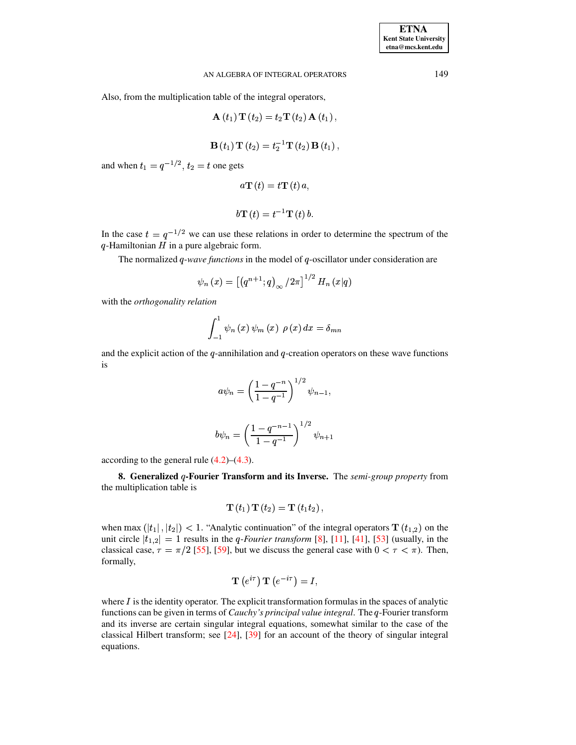Also, from the multiplication table of the integral operators,

$$\mathbf{A}\left(t_{1}\right)\mathbf{T}\left(t_{2}\right)=t_{2}\mathbf{T}\left(t_{2}\right)\mathbf{A}\left(t_{1}\right),$$

$$\mathbf{B}\left(t_{1}\right)\mathbf{T}\left(t_{2}\right)=t_{2}^{-1}\mathbf{T}\left(t_{2}\right)\mathbf{B}\left(t_{1}\right),$$

and when $t_1 = q^{-1/2}$, $t_2 = t$ one gets

$$a\mathbf{T}\left(t\right)=t\mathbf{T}\left(t\right)a,$$

$$b\mathbf{T}\left(t\right)=t^{-1}\mathbf{T}\left(t\right)b.$$

In the case $t = q^{-1/2}$ we can use these relations in order to determine the spectrum of the $q$-Hamiltonian $H$ in a pure algebraic form.

The normalized *q-wave functions* in the model of $q$-oscillator under consideration are

$$\psi_{n}\left(x\right)=\left[\left(q^{n+1};q\right)_{\infty}/2\pi\right]^{1/2}H_{n}\left(x|q\right)$$

with the *orthogonality relation*

$$\int_{-1}^{1}\psi_{n}\left(x\right)\psi_{m}\left(x\right)\ \rho\left(x\right)dx=\delta_{mn}$$

and the explicit action of the $q$-annihilation and $q$-creation operators on these wave functions is

$$a\psi_{n}=\left(\frac{1-q^{-n}}{1-q^{-1}}\right)^{1/2}\psi_{n-1},$$

$$b\psi_{n}=\left(\frac{1-q^{-n-1}}{1-q^{-1}}\right)^{1/2}\psi_{n+1}$$

according to the general rule (4.2)–(4.3).

## 8. Generalized $q$-Fourier Transform and its Inverse.

The *semi-group property* from the multiplication table is

$$\mathbf{T}\left(t_{1}\right)\mathbf{T}\left(t_{2}\right)=\mathbf{T}\left(t_{1}t_{2}\right),$$

when $\max\left(\left|t_1\right|,\left|t_2\right|\right) < 1$. "Analytic continuation" of the integral operators $\mathbf{T}\left(t_{1,2}\right)$ on the unit circle $\left|t_{1,2}\right| = 1$ results in the *q-Fourier transform* [8], [11], [41], [53] (usually, in the classical case, $\tau = \pi/2$ [55], [59], but we discuss the general case with $0 < \tau < \pi$). Then, formally,

$$\mathbf{T}\left(e^{i\tau}\right)\mathbf{T}\left(e^{-i\tau}\right)=I,$$

where $I$ is the identity operator. The explicit transformation formulas in the spaces of analytic functions can be given in terms of *Cauchy's principal value integral*. The $q$-Fourier transform and its inverse are certain singular integral equations, somewhat similar to the case of the classical Hilbert transform; see [24], [39] for an account of the theory of singular integral equations.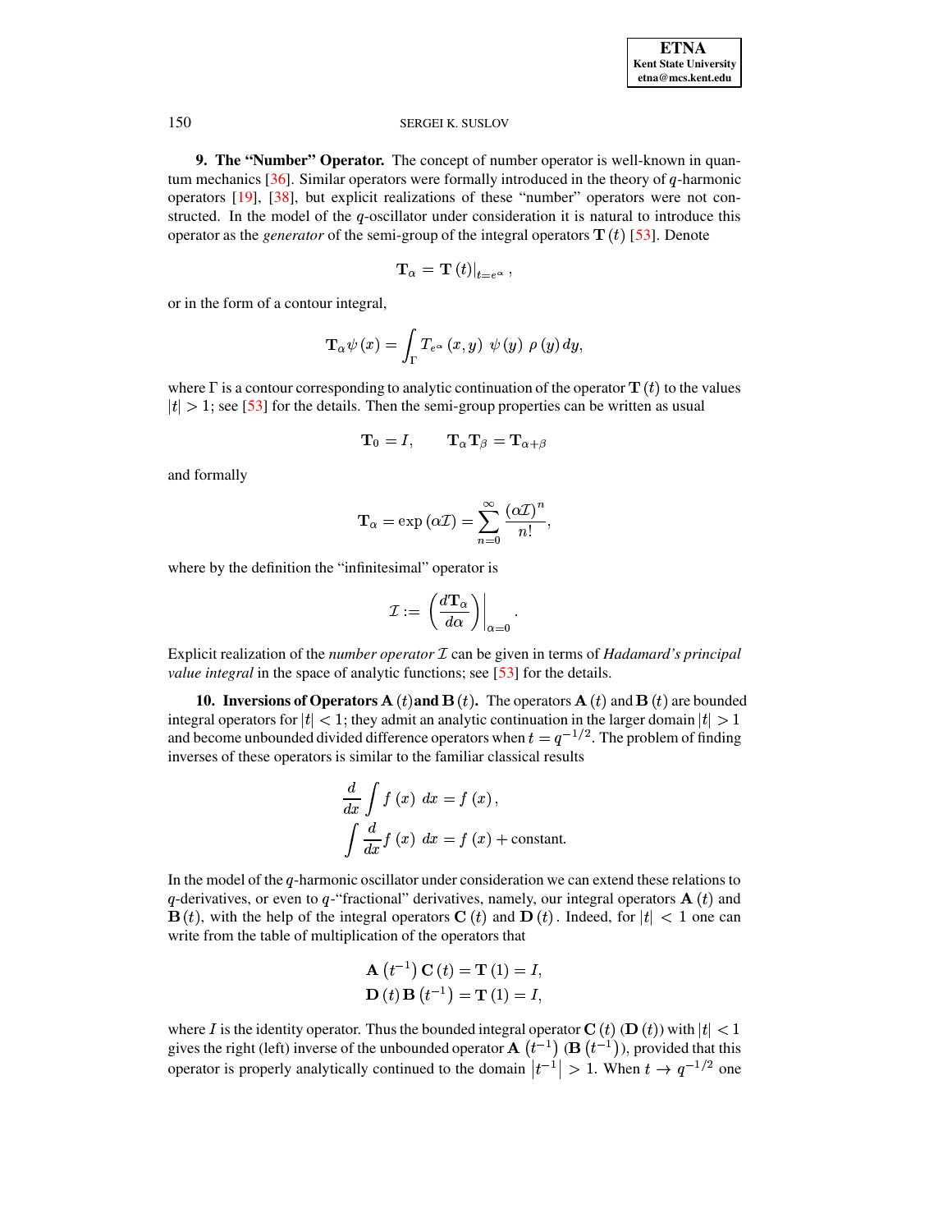**9. The "Number" Operator.** The concept of number operator is well-known in quantum mechanics [36]. Similar operators were formally introduced in the theory of $q$-harmonic operators [19], [38], but explicit realizations of these "number" operators were not constructed. In the model of the $q$-oscillator under consideration it is natural to introduce this operator as the *generator* of the semi-group of the integral operators $\mathbf{T}(t)$ [53]. Denote

$$\mathbf{T}_\alpha = \mathbf{T}(t)|_{t=e^\alpha},$$

or in the form of a contour integral,

$$\mathbf{T}_\alpha \psi(x) = \int_\Gamma T_{e^\alpha}(x,y)\ \psi(y)\ \rho(y)\, dy,$$

where $\Gamma$ is a contour corresponding to analytic continuation of the operator $\mathbf{T}(t)$ to the values $|t| > 1$; see [53] for the details. Then the semi-group properties can be written as usual

$$\mathbf{T}_0 = I, \qquad \mathbf{T}_\alpha \mathbf{T}_\beta = \mathbf{T}_{\alpha+\beta}$$

and formally

$$\mathbf{T}_\alpha = \exp(\alpha \mathcal{I}) = \sum_{n=0}^{\infty} \frac{(\alpha \mathcal{I})^n}{n!},$$

where by the definition the "infinitesimal" operator is

$$\mathcal{I} := \left( \frac{d\mathbf{T}_\alpha}{d\alpha} \right)\Bigg|_{\alpha=0}.$$

Explicit realization of the *number operator* $\mathcal{I}$ can be given in terms of *Hadamard's principal value integral* in the space of analytic functions; see [53] for the details.

**10. Inversions of Operators $\mathbf{A}(t)$ and $\mathbf{B}(t)$.** The operators $\mathbf{A}(t)$ and $\mathbf{B}(t)$ are bounded integral operators for $|t| < 1$; they admit an analytic continuation in the larger domain $|t| > 1$ and become unbounded divided difference operators when $t = q^{-1/2}$. The problem of finding inverses of these operators is similar to the familiar classical results

$$\frac{d}{dx} \int f(x)\ dx = f(x),$$
$$\int \frac{d}{dx} f(x)\ dx = f(x) + \text{constant}.$$

In the model of the $q$-harmonic oscillator under consideration we can extend these relations to $q$-derivatives, or even to $q$-"fractional" derivatives, namely, our integral operators $\mathbf{A}(t)$ and $\mathbf{B}(t)$, with the help of the integral operators $\mathbf{C}(t)$ and $\mathbf{D}(t)$. Indeed, for $|t| < 1$ one can write from the table of multiplication of the operators that

$$\mathbf{A}\left(t^{-1}\right)\mathbf{C}(t) = \mathbf{T}(1) = I,$$
$$\mathbf{D}(t)\,\mathbf{B}\left(t^{-1}\right) = \mathbf{T}(1) = I,$$

where $I$ is the identity operator. Thus the bounded integral operator $\mathbf{C}(t)$ ($\mathbf{D}(t)$) with $|t| < 1$ gives the right (left) inverse of the unbounded operator $\mathbf{A}\left(t^{-1}\right)$ ($\mathbf{B}\left(t^{-1}\right)$), provided that this operator is properly analytically continued to the domain $\left|t^{-1}\right| > 1$. When $t \to q^{-1/2}$ one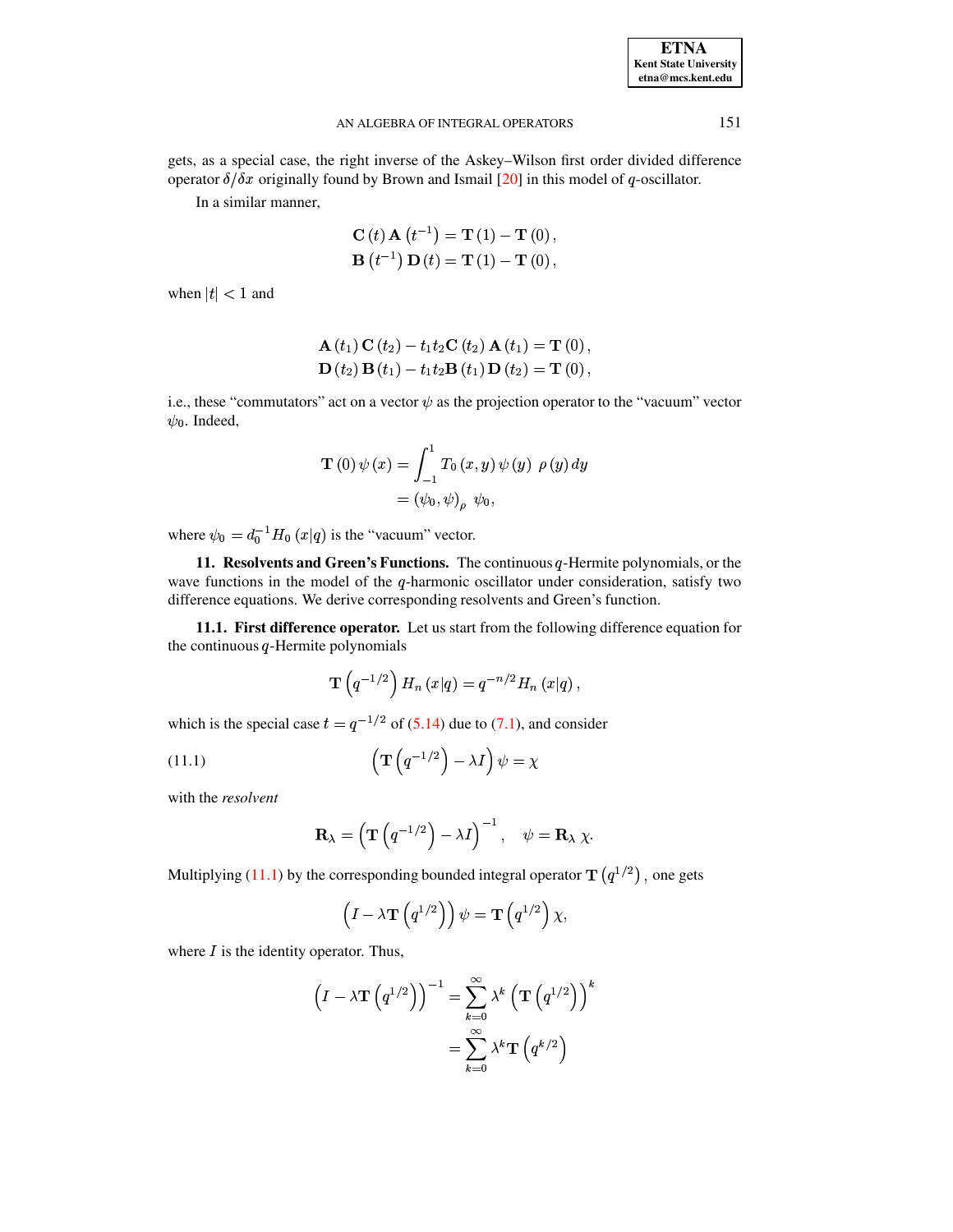gets, as a special case, the right inverse of the Askey–Wilson first order divided difference operator $\delta/\delta x$ originally found by Brown and Ismail [20] in this model of $q$-oscillator.

In a similar manner,

$$\mathbf{C}(t)\,\mathbf{A}\left(t^{-1}\right) = \mathbf{T}(1) - \mathbf{T}(0),$$
$$\mathbf{B}\left(t^{-1}\right)\mathbf{D}(t) = \mathbf{T}(1) - \mathbf{T}(0),$$

when $|t| < 1$ and

$$\mathbf{A}(t_1)\,\mathbf{C}(t_2) - t_1 t_2 \mathbf{C}(t_2)\,\mathbf{A}(t_1) = \mathbf{T}(0),$$
$$\mathbf{D}(t_2)\,\mathbf{B}(t_1) - t_1 t_2 \mathbf{B}(t_1)\,\mathbf{D}(t_2) = \mathbf{T}(0),$$

i.e., these "commutators" act on a vector $\psi$ as the projection operator to the "vacuum" vector $\psi_0$. Indeed,

$$\mathbf{T}(0)\,\psi(x) = \int_{-1}^{1} T_0(x,y)\,\psi(y)\;\rho(y)\,dy$$
$$= (\psi_0, \psi)_\rho\;\psi_0,$$

where $\psi_0 = d_0^{-1} H_0(x|q)$ is the "vacuum" vector.

## 11. Resolvents and Green's Functions.

The continuous $q$-Hermite polynomials, or the wave functions in the model of the $q$-harmonic oscillator under consideration, satisfy two difference equations. We derive corresponding resolvents and Green's function.

### 11.1. First difference operator.

Let us start from the following difference equation for the continuous $q$-Hermite polynomials

$$\mathbf{T}\left(q^{-1/2}\right) H_n(x|q) = q^{-n/2} H_n(x|q),$$

which is the special case $t = q^{-1/2}$ of (5.14) due to (7.1), and consider

$$\left(\mathbf{T}\left(q^{-1/2}\right) - \lambda I\right)\psi = \chi \tag{11.1}$$

with the *resolvent*

$$\mathbf{R}_\lambda = \left(\mathbf{T}\left(q^{-1/2}\right) - \lambda I\right)^{-1}, \quad \psi = \mathbf{R}_\lambda\,\chi.$$

Multiplying (11.1) by the corresponding bounded integral operator $\mathbf{T}\left(q^{1/2}\right)$, one gets

$$\left(I - \lambda \mathbf{T}\left(q^{1/2}\right)\right)\psi = \mathbf{T}\left(q^{1/2}\right)\chi,$$

where $I$ is the identity operator. Thus,

$$\left(I - \lambda \mathbf{T}\left(q^{1/2}\right)\right)^{-1} = \sum_{k=0}^{\infty} \lambda^k \left(\mathbf{T}\left(q^{1/2}\right)\right)^k$$
$$= \sum_{k=0}^{\infty} \lambda^k \mathbf{T}\left(q^{k/2}\right)$$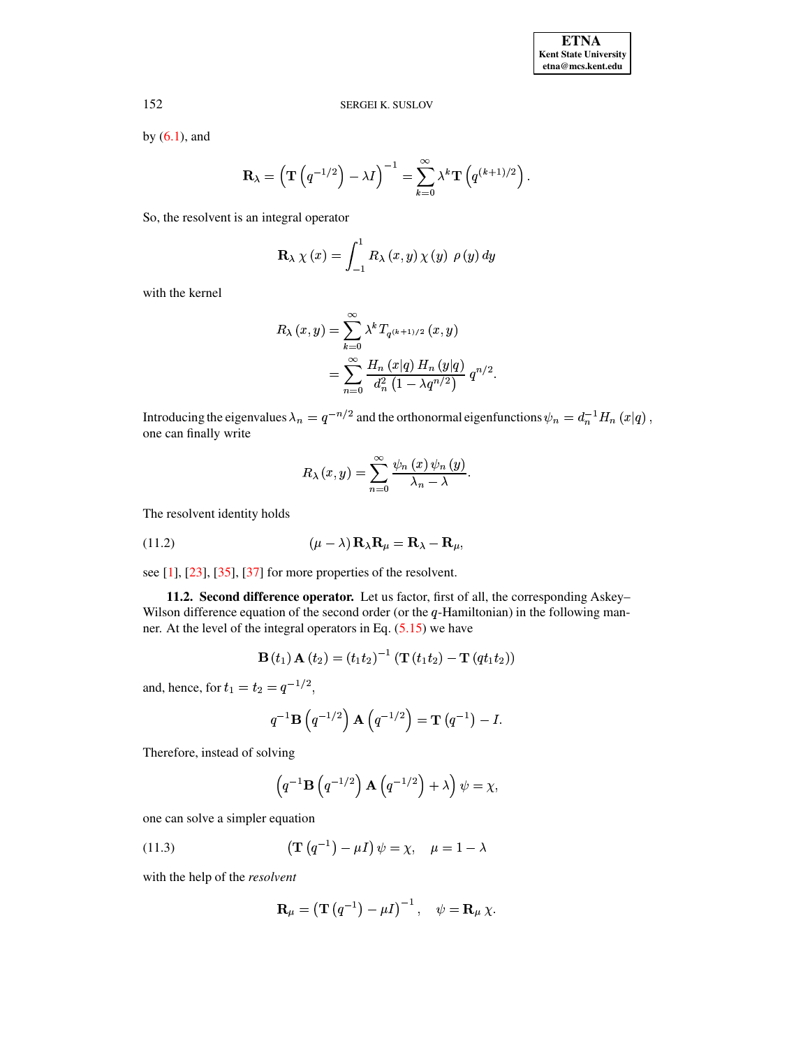by (6.1), and

$$\mathbf{R}_\lambda = \left(\mathbf{T}\left(q^{-1/2}\right) - \lambda I\right)^{-1} = \sum_{k=0}^{\infty} \lambda^k \mathbf{T}\left(q^{(k+1)/2}\right).$$

So, the resolvent is an integral operator

$$\mathbf{R}_\lambda \, \chi\left(x\right) = \int_{-1}^{1} R_\lambda\left(x, y\right) \chi\left(y\right) \; \rho\left(y\right) dy$$

with the kernel

$$\begin{aligned} R_\lambda\left(x, y\right) &= \sum_{k=0}^{\infty} \lambda^k T_{q^{(k+1)/2}}\left(x, y\right) \\ &= \sum_{n=0}^{\infty} \frac{H_n\left(x|q\right) H_n\left(y|q\right)}{d_n^2 \left(1 - \lambda q^{n/2}\right)} \, q^{n/2}. \end{aligned}$$

Introducing the eigenvalues $\lambda_n = q^{-n/2}$ and the orthonormal eigenfunctions $\psi_n = d_n^{-1} H_n\left(x|q\right)$, one can finally write

$$R_\lambda\left(x, y\right) = \sum_{n=0}^{\infty} \frac{\psi_n\left(x\right) \psi_n\left(y\right)}{\lambda_n - \lambda}.$$

The resolvent identity holds

$$\left(\mu - \lambda\right) \mathbf{R}_\lambda \mathbf{R}_\mu = \mathbf{R}_\lambda - \mathbf{R}_\mu, \tag{11.2}$$

see [1], [23], [35], [37] for more properties of the resolvent.

**11.2. Second difference operator.** Let us factor, first of all, the corresponding Askey–Wilson difference equation of the second order (or the $q$-Hamiltonian) in the following manner. At the level of the integral operators in Eq. (5.15) we have

$$\mathbf{B}\left(t_1\right) \mathbf{A}\left(t_2\right) = \left(t_1 t_2\right)^{-1} \left(\mathbf{T}\left(t_1 t_2\right) - \mathbf{T}\left(q t_1 t_2\right)\right)$$

and, hence, for $t_1 = t_2 = q^{-1/2}$,

$$q^{-1} \mathbf{B}\left(q^{-1/2}\right) \mathbf{A}\left(q^{-1/2}\right) = \mathbf{T}\left(q^{-1}\right) - I.$$

Therefore, instead of solving

$$\left(q^{-1} \mathbf{B}\left(q^{-1/2}\right) \mathbf{A}\left(q^{-1/2}\right) + \lambda\right) \psi = \chi,$$

one can solve a simpler equation

$$\left(\mathbf{T}\left(q^{-1}\right) - \mu I\right) \psi = \chi, \quad \mu = 1 - \lambda \tag{11.3}$$

with the help of the *resolvent*

$$\mathbf{R}_\mu = \left(\mathbf{T}\left(q^{-1}\right) - \mu I\right)^{-1}, \quad \psi = \mathbf{R}_\mu \, \chi.$$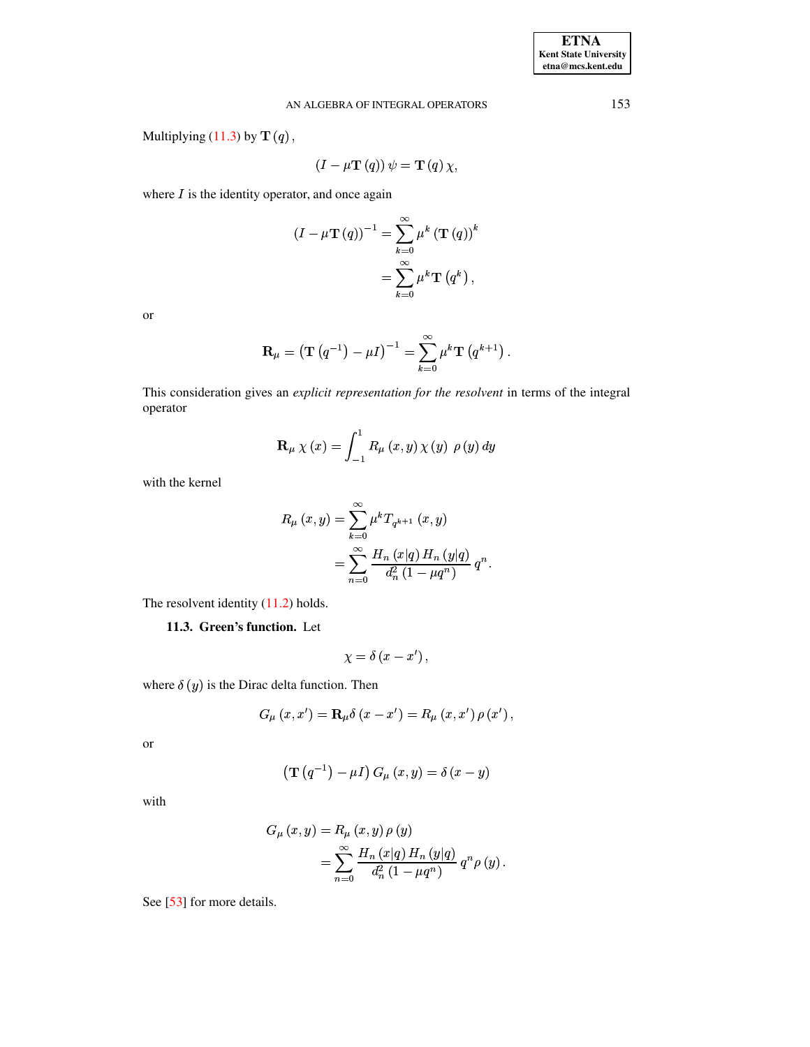Multiplying (11.3) by $\mathbf{T}(q)$,

$$(I - \mu \mathbf{T}(q))\, \psi = \mathbf{T}(q)\, \chi,$$

where $I$ is the identity operator, and once again

$$\begin{aligned}
(I - \mu \mathbf{T}(q))^{-1} &= \sum_{k=0}^{\infty} \mu^k (\mathbf{T}(q))^k \\
&= \sum_{k=0}^{\infty} \mu^k \mathbf{T}\left(q^k\right),
\end{aligned}$$

or

$$\mathbf{R}_\mu = \left(\mathbf{T}\left(q^{-1}\right) - \mu I\right)^{-1} = \sum_{k=0}^{\infty} \mu^k \mathbf{T}\left(q^{k+1}\right).$$

This consideration gives an *explicit representation for the resolvent* in terms of the integral operator

$$\mathbf{R}_\mu\, \chi(x) = \int_{-1}^{1} R_\mu(x, y)\, \chi(y)\ \rho(y)\, dy$$

with the kernel

$$\begin{aligned}
R_\mu(x, y) &= \sum_{k=0}^{\infty} \mu^k T_{q^{k+1}}(x, y) \\
&= \sum_{n=0}^{\infty} \frac{H_n(x|q)\, H_n(y|q)}{d_n^2 (1 - \mu q^n)}\, q^n.
\end{aligned}$$

The resolvent identity (11.2) holds.

**11.3. Green's function.** Let

$$\chi = \delta(x - x'),$$

where $\delta(y)$ is the Dirac delta function. Then

$$G_\mu(x, x') = \mathbf{R}_\mu \delta(x - x') = R_\mu(x, x')\, \rho(x'),$$

or

$$\left(\mathbf{T}\left(q^{-1}\right) - \mu I\right) G_\mu(x, y) = \delta(x - y)$$

with

$$\begin{aligned}
G_\mu(x, y) &= R_\mu(x, y)\, \rho(y) \\
&= \sum_{n=0}^{\infty} \frac{H_n(x|q)\, H_n(y|q)}{d_n^2 (1 - \mu q^n)}\, q^n \rho(y).
\end{aligned}$$

See [53] for more details.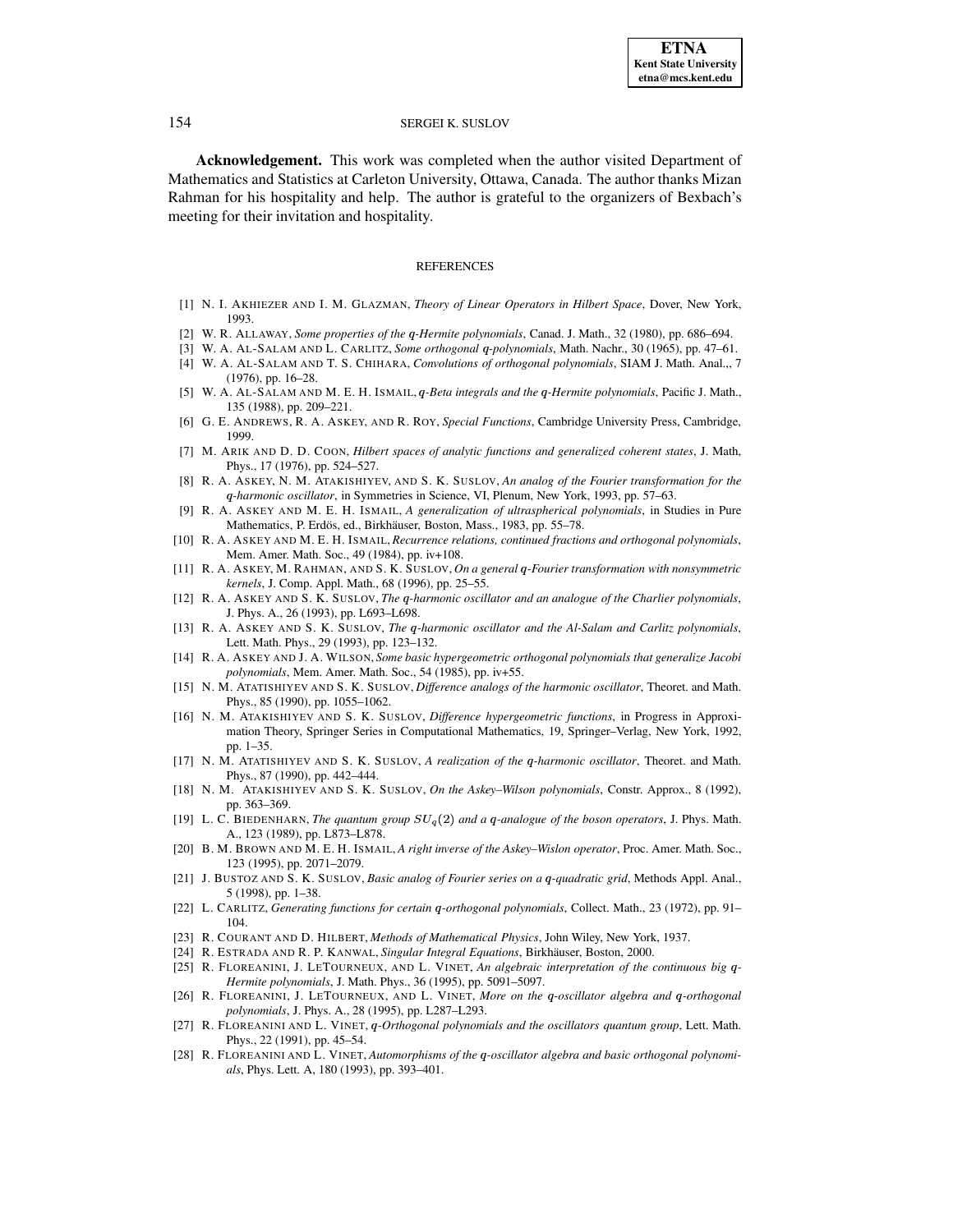**Acknowledgement.** This work was completed when the author visited Department of Mathematics and Statistics at Carleton University, Ottawa, Canada. The author thanks Mizan Rahman for his hospitality and help. The author is grateful to the organizers of Bexbach's meeting for their invitation and hospitality.

## REFERENCES

[1] N. I. Akhiezer and I. M. Glazman, *Theory of Linear Operators in Hilbert Space*, Dover, New York, 1993.

[2] W. R. Allaway, *Some properties of the $q$-Hermite polynomials*, Canad. J. Math., 32 (1980), pp. 686–694.

[3] W. A. Al-Salam and L. Carlitz, *Some orthogonal $q$-polynomials*, Math. Nachr., 30 (1965), pp. 47–61.

[4] W. A. Al-Salam and T. S. Chihara, *Convolutions of orthogonal polynomials*, SIAM J. Math. Anal.,, 7 (1976), pp. 16–28.

[5] W. A. Al-Salam and M. E. H. Ismail, *$q$-Beta integrals and the $q$-Hermite polynomials*, Pacific J. Math., 135 (1988), pp. 209–221.

[6] G. E. Andrews, R. A. Askey, and R. Roy, *Special Functions*, Cambridge University Press, Cambridge, 1999.

[7] M. Arik and D. D. Coon, *Hilbert spaces of analytic functions and generalized coherent states*, J. Math, Phys., 17 (1976), pp. 524–527.

[8] R. A. Askey, N. M. Atakishiyev, and S. K. Suslov, *An analog of the Fourier transformation for the $q$-harmonic oscillator*, in Symmetries in Science, VI, Plenum, New York, 1993, pp. 57–63.

[9] R. A. Askey and M. E. H. Ismail, *A generalization of ultraspherical polynomials*, in Studies in Pure Mathematics, P. Erdös, ed., Birkhäuser, Boston, Mass., 1983, pp. 55–78.

[10] R. A. Askey and M. E. H. Ismail, *Recurrence relations, continued fractions and orthogonal polynomials*, Mem. Amer. Math. Soc., 49 (1984), pp. iv+108.

[11] R. A. Askey, M. Rahman, and S. K. Suslov, *On a general $q$-Fourier transformation with nonsymmetric kernels*, J. Comp. Appl. Math., 68 (1996), pp. 25–55.

[12] R. A. Askey and S. K. Suslov, *The $q$-harmonic oscillator and an analogue of the Charlier polynomials*, J. Phys. A., 26 (1993), pp. L693–L698.

[13] R. A. Askey and S. K. Suslov, *The $q$-harmonic oscillator and the Al-Salam and Carlitz polynomials*, Lett. Math. Phys., 29 (1993), pp. 123–132.

[14] R. A. Askey and J. A. Wilson, *Some basic hypergeometric orthogonal polynomials that generalize Jacobi polynomials*, Mem. Amer. Math. Soc., 54 (1985), pp. iv+55.

[15] N. M. Atatishiyev and S. K. Suslov, *Difference analogs of the harmonic oscillator*, Theoret. and Math. Phys., 85 (1990), pp. 1055–1062.

[16] N. M. Atakishiyev and S. K. Suslov, *Difference hypergeometric functions*, in Progress in Approximation Theory, Springer Series in Computational Mathematics, 19, Springer–Verlag, New York, 1992, pp. 1–35.

[17] N. M. Atatishiyev and S. K. Suslov, *A realization of the $q$-harmonic oscillator*, Theoret. and Math. Phys., 87 (1990), pp. 442–444.

[18] N. M. Atakishiyev and S. K. Suslov, *On the Askey–Wilson polynomials*, Constr. Approx., 8 (1992), pp. 363–369.

[19] L. C. Biedenharn, *The quantum group $SU_q(2)$ and a $q$-analogue of the boson operators*, J. Phys. Math. A., 123 (1989), pp. L873–L878.

[20] B. M. Brown and M. E. H. Ismail, *A right inverse of the Askey–Wislon operator*, Proc. Amer. Math. Soc., 123 (1995), pp. 2071–2079.

[21] J. Bustoz and S. K. Suslov, *Basic analog of Fourier series on a $q$-quadratic grid*, Methods Appl. Anal., 5 (1998), pp. 1–38.

[22] L. Carlitz, *Generating functions for certain $q$-orthogonal polynomials*, Collect. Math., 23 (1972), pp. 91–104.

[23] R. Courant and D. Hilbert, *Methods of Mathematical Physics*, John Wiley, New York, 1937.

[24] R. Estrada and R. P. Kanwal, *Singular Integral Equations*, Birkhäuser, Boston, 2000.

[25] R. Floreanini, J. LeTourneux, and L. Vinet, *An algebraic interpretation of the continuous big $q$-Hermite polynomials*, J. Math. Phys., 36 (1995), pp. 5091–5097.

[26] R. Floreanini, J. LeTourneux, and L. Vinet, *More on the $q$-oscillator algebra and $q$-orthogonal polynomials*, J. Phys. A., 28 (1995), pp. L287–L293.

[27] R. Floreanini and L. Vinet, *$q$-Orthogonal polynomials and the oscillators quantum group*, Lett. Math. Phys., 22 (1991), pp. 45–54.

[28] R. Floreanini and L. Vinet, *Automorphisms of the $q$-oscillator algebra and basic orthogonal polynomials*, Phys. Lett. A, 180 (1993), pp. 393–401.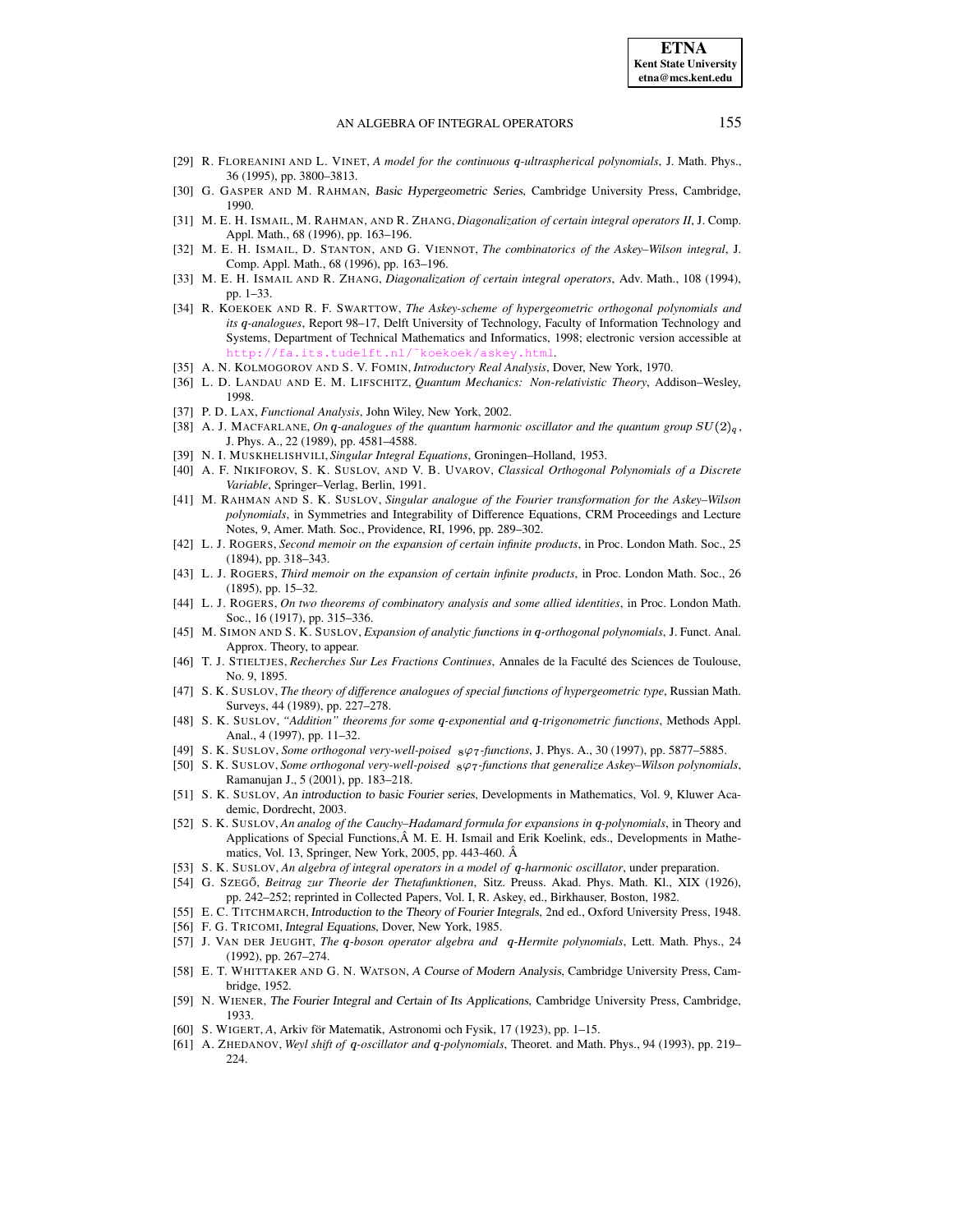[29] R. FLOREANINI AND L. VINET, *A model for the continuous q-ultraspherical polynomials*, J. Math. Phys., 36 (1995), pp. 3800–3813.

[30] G. GASPER AND M. RAHMAN, *Basic Hypergeometric Series*, Cambridge University Press, Cambridge, 1990.

[31] M. E. H. ISMAIL, M. RAHMAN, AND R. ZHANG, *Diagonalization of certain integral operators II*, J. Comp. Appl. Math., 68 (1996), pp. 163–196.

[32] M. E. H. ISMAIL, D. STANTON, AND G. VIENNOT, *The combinatorics of the Askey–Wilson integral*, J. Comp. Appl. Math., 68 (1996), pp. 163–196.

[33] M. E. H. ISMAIL AND R. ZHANG, *Diagonalization of certain integral operators*, Adv. Math., 108 (1994), pp. 1–33.

[34] R. KOEKOEK AND R. F. SWARTTOW, *The Askey-scheme of hypergeometric orthogonal polynomials and its q-analogues*, Report 98–17, Delft University of Technology, Faculty of Information Technology and Systems, Department of Technical Mathematics and Informatics, 1998; electronic version accessible at http://fa.its.tudelft.nl/~koekoek/askey.html.

[35] A. N. KOLMOGOROV AND S. V. FOMIN, *Introductory Real Analysis*, Dover, New York, 1970.

[36] L. D. LANDAU AND E. M. LIFSCHITZ, *Quantum Mechanics: Non-relativistic Theory*, Addison–Wesley, 1998.

[37] P. D. LAX, *Functional Analysis*, John Wiley, New York, 2002.

[38] A. J. MACFARLANE, *On q-analogues of the quantum harmonic oscillator and the quantum group $SU(2)_q$*, J. Phys. A., 22 (1989), pp. 4581–4588.

[39] N. I. MUSKHELISHVILI, *Singular Integral Equations*, Groningen–Holland, 1953.

[40] A. F. NIKIFOROV, S. K. SUSLOV, AND V. B. UVAROV, *Classical Orthogonal Polynomials of a Discrete Variable*, Springer–Verlag, Berlin, 1991.

[41] M. RAHMAN AND S. K. SUSLOV, *Singular analogue of the Fourier transformation for the Askey–Wilson polynomials*, in Symmetries and Integrability of Difference Equations, CRM Proceedings and Lecture Notes, 9, Amer. Math. Soc., Providence, RI, 1996, pp. 289–302.

[42] L. J. ROGERS, *Second memoir on the expansion of certain infinite products*, in Proc. London Math. Soc., 25 (1894), pp. 318–343.

[43] L. J. ROGERS, *Third memoir on the expansion of certain infinite products*, in Proc. London Math. Soc., 26 (1895), pp. 15–32.

[44] L. J. ROGERS, *On two theorems of combinatory analysis and some allied identities*, in Proc. London Math. Soc., 16 (1917), pp. 315–336.

[45] M. SIMON AND S. K. SUSLOV, *Expansion of analytic functions in q-orthogonal polynomials*, J. Funct. Anal. Approx. Theory, to appear.

[46] T. J. STIELTJES, *Recherches Sur Les Fractions Continues*, Annales de la Faculté des Sciences de Toulouse, No. 9, 1895.

[47] S. K. SUSLOV, *The theory of difference analogues of special functions of hypergeometric type*, Russian Math. Surveys, 44 (1989), pp. 227–278.

[48] S. K. SUSLOV, *"Addition" theorems for some q-exponential and q-trigonometric functions*, Methods Appl. Anal., 4 (1997), pp. 11–32.

[49] S. K. SUSLOV, *Some orthogonal very-well-poised ${}_8\varphi_7$-functions*, J. Phys. A., 30 (1997), pp. 5877–5885.

[50] S. K. SUSLOV, *Some orthogonal very-well-poised ${}_8\varphi_7$-functions that generalize Askey–Wilson polynomials*, Ramanujan J., 5 (2001), pp. 183–218.

[51] S. K. SUSLOV, *An introduction to basic Fourier series*, Developments in Mathematics, Vol. 9, Kluwer Academic, Dordrecht, 2003.

[52] S. K. SUSLOV, *An analog of the Cauchy–Hadamard formula for expansions in q-polynomials*, in Theory and Applications of Special Functions,Â M. E. H. Ismail and Erik Koelink, eds., Developments in Mathematics, Vol. 13, Springer, New York, 2005, pp. 443-460. Â

[53] S. K. SUSLOV, *An algebra of integral operators in a model of q-harmonic oscillator*, under preparation.

[54] G. SZEGŐ, *Beitrag zur Theorie der Thetafunktionen*, Sitz. Preuss. Akad. Phys. Math. Kl., XIX (1926), pp. 242–252; reprinted in Collected Papers, Vol. I, R. Askey, ed., Birkhauser, Boston, 1982.

[55] E. C. TITCHMARCH, *Introduction to the Theory of Fourier Integrals*, 2nd ed., Oxford University Press, 1948.

[56] F. G. TRICOMI, *Integral Equations*, Dover, New York, 1985.

[57] J. VAN DER JEUGHT, *The q-boson operator algebra and q-Hermite polynomials*, Lett. Math. Phys., 24 (1992), pp. 267–274.

[58] E. T. WHITTAKER AND G. N. WATSON, *A Course of Modern Analysis*, Cambridge University Press, Cambridge, 1952.

[59] N. WIENER, *The Fourier Integral and Certain of Its Applications*, Cambridge University Press, Cambridge, 1933.

[60] S. WIGERT, *A*, Arkiv för Matematik, Astronomi och Fysik, 17 (1923), pp. 1–15.

[61] A. ZHEDANOV, *Weyl shift of q-oscillator and q-polynomials*, Theoret. and Math. Phys., 94 (1993), pp. 219–224.